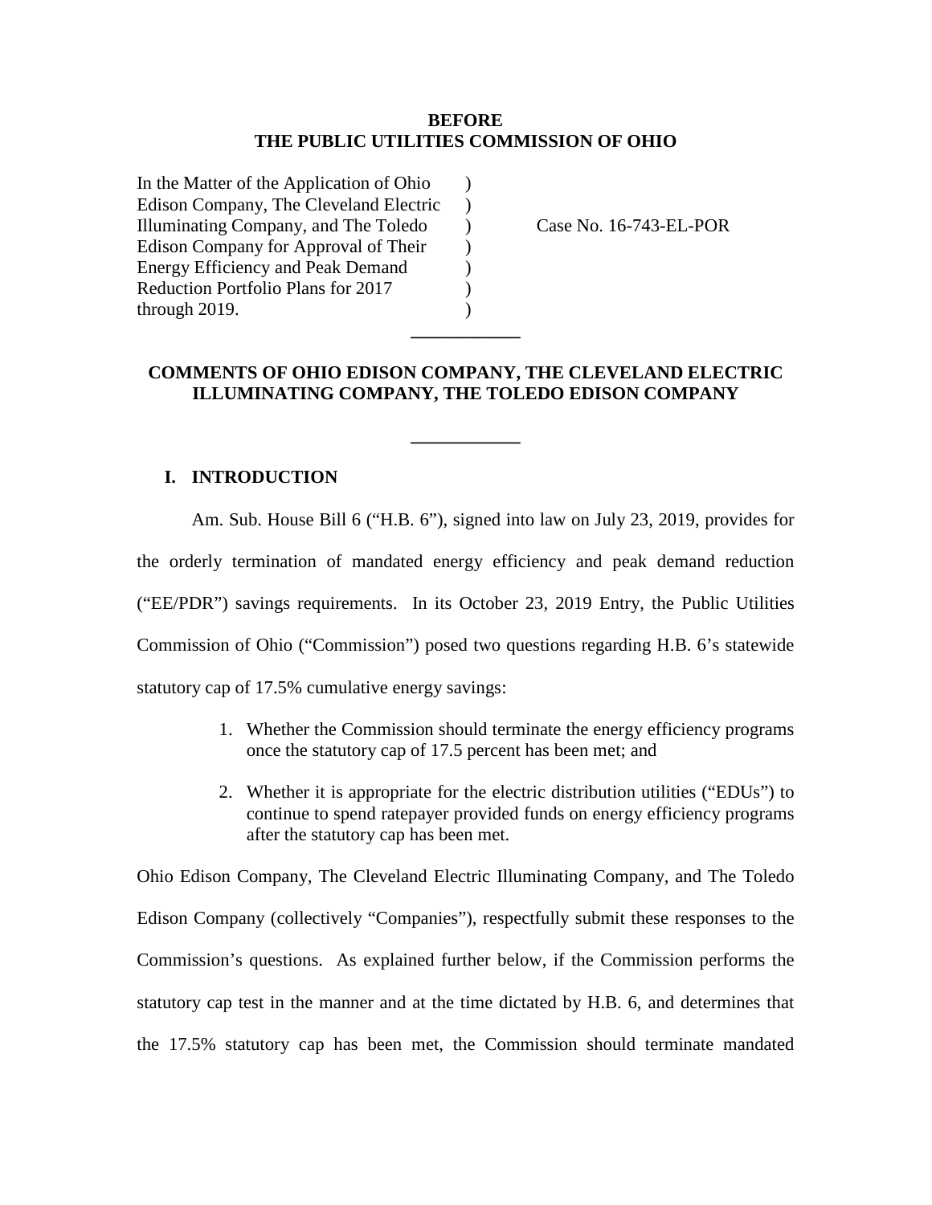**BEFORE**
**THE PUBLIC UTILITIES COMMISSION OF OHIO**

| | | |
|---|---|---|
| In the Matter of the Application of Ohio Edison Company, The Cleveland Electric Illuminating Company, and The Toledo Edison Company for Approval of Their Energy Efficiency and Peak Demand Reduction Portfolio Plans for 2017 through 2019. | ) ) ) ) ) ) ) | Case No. 16-743-EL-POR |

---

**COMMENTS OF OHIO EDISON COMPANY, THE CLEVELAND ELECTRIC ILLUMINATING COMPANY, THE TOLEDO EDISON COMPANY**

---

## I. INTRODUCTION

Am. Sub. House Bill 6 ("H.B. 6"), signed into law on July 23, 2019, provides for the orderly termination of mandated energy efficiency and peak demand reduction ("EE/PDR") savings requirements. In its October 23, 2019 Entry, the Public Utilities Commission of Ohio ("Commission") posed two questions regarding H.B. 6's statewide statutory cap of 17.5% cumulative energy savings:

1. Whether the Commission should terminate the energy efficiency programs once the statutory cap of 17.5 percent has been met; and
2. Whether it is appropriate for the electric distribution utilities ("EDUs") to continue to spend ratepayer provided funds on energy efficiency programs after the statutory cap has been met.

Ohio Edison Company, The Cleveland Electric Illuminating Company, and The Toledo Edison Company (collectively "Companies"), respectfully submit these responses to the Commission's questions. As explained further below, if the Commission performs the statutory cap test in the manner and at the time dictated by H.B. 6, and determines that the 17.5% statutory cap has been met, the Commission should terminate mandated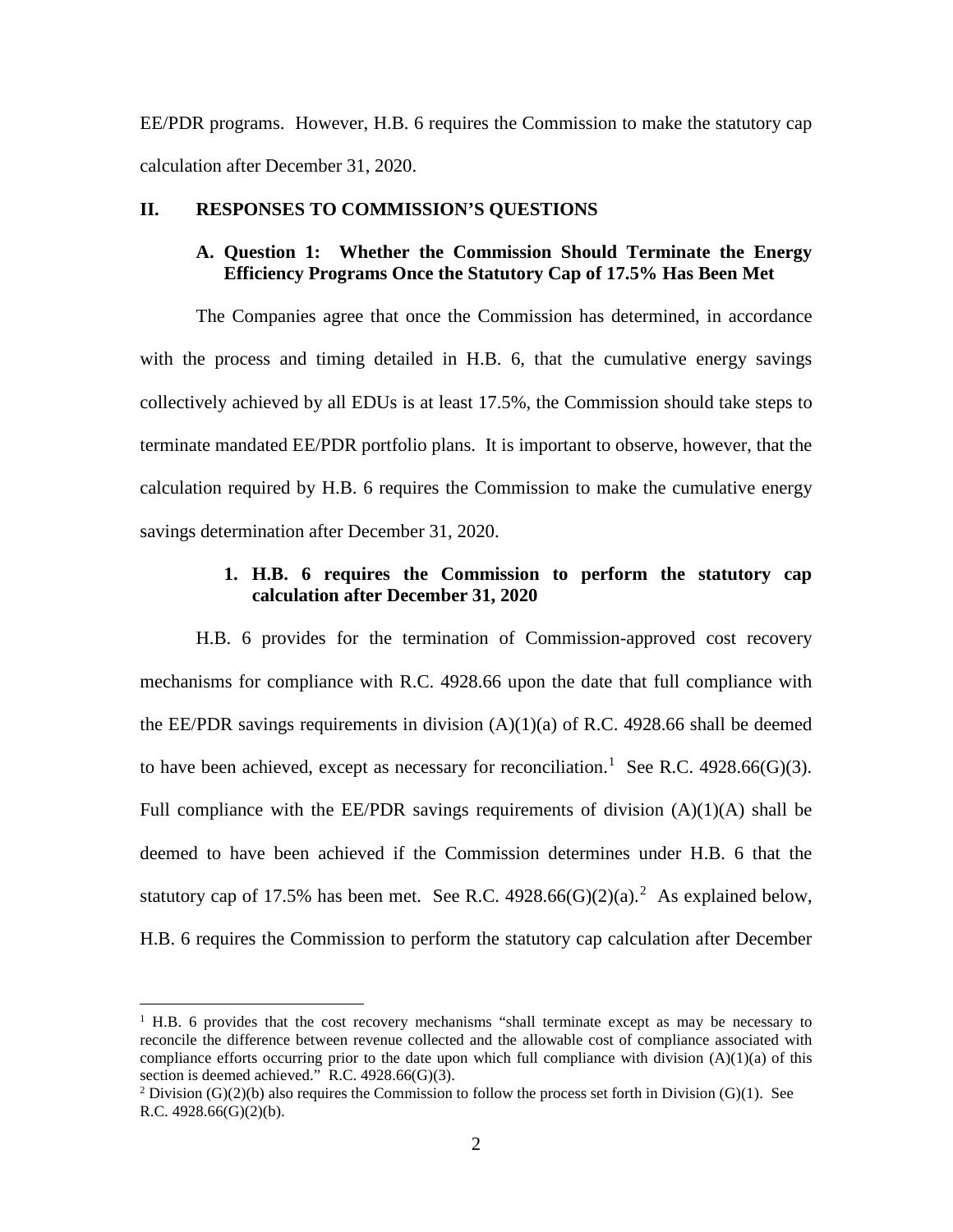EE/PDR programs. However, H.B. 6 requires the Commission to make the statutory cap calculation after December 31, 2020.

## II. RESPONSES TO COMMISSION'S QUESTIONS

### A. Question 1: Whether the Commission Should Terminate the Energy Efficiency Programs Once the Statutory Cap of 17.5% Has Been Met

The Companies agree that once the Commission has determined, in accordance with the process and timing detailed in H.B. 6, that the cumulative energy savings collectively achieved by all EDUs is at least 17.5%, the Commission should take steps to terminate mandated EE/PDR portfolio plans. It is important to observe, however, that the calculation required by H.B. 6 requires the Commission to make the cumulative energy savings determination after December 31, 2020.

#### 1. H.B. 6 requires the Commission to perform the statutory cap calculation after December 31, 2020

H.B. 6 provides for the termination of Commission-approved cost recovery mechanisms for compliance with R.C. 4928.66 upon the date that full compliance with the EE/PDR savings requirements in division (A)(1)(a) of R.C. 4928.66 shall be deemed to have been achieved, except as necessary for reconciliation.[1] See R.C. 4928.66(G)(3). Full compliance with the EE/PDR savings requirements of division (A)(1)(A) shall be deemed to have been achieved if the Commission determines under H.B. 6 that the statutory cap of 17.5% has been met. See R.C. 4928.66(G)(2)(a).[2] As explained below, H.B. 6 requires the Commission to perform the statutory cap calculation after December

[1] H.B. 6 provides that the cost recovery mechanisms "shall terminate except as may be necessary to reconcile the difference between revenue collected and the allowable cost of compliance associated with compliance efforts occurring prior to the date upon which full compliance with division (A)(1)(a) of this section is deemed achieved." R.C. 4928.66(G)(3).

[2] Division (G)(2)(b) also requires the Commission to follow the process set forth in Division (G)(1). See R.C. 4928.66(G)(2)(b).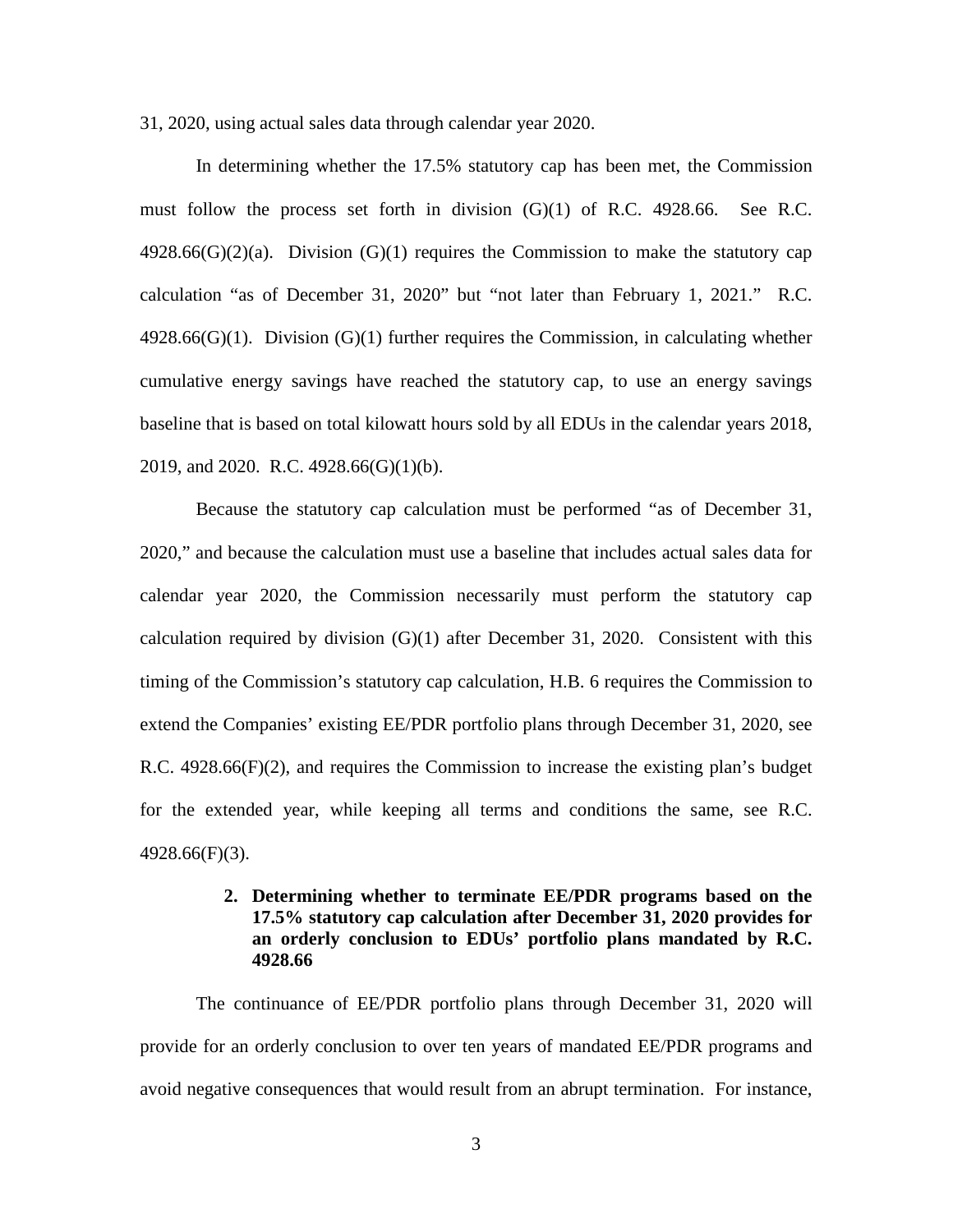31, 2020, using actual sales data through calendar year 2020.

In determining whether the 17.5% statutory cap has been met, the Commission must follow the process set forth in division (G)(1) of R.C. 4928.66. See R.C. 4928.66(G)(2)(a). Division (G)(1) requires the Commission to make the statutory cap calculation "as of December 31, 2020" but "not later than February 1, 2021." R.C. 4928.66(G)(1). Division (G)(1) further requires the Commission, in calculating whether cumulative energy savings have reached the statutory cap, to use an energy savings baseline that is based on total kilowatt hours sold by all EDUs in the calendar years 2018, 2019, and 2020. R.C. 4928.66(G)(1)(b).

Because the statutory cap calculation must be performed "as of December 31, 2020," and because the calculation must use a baseline that includes actual sales data for calendar year 2020, the Commission necessarily must perform the statutory cap calculation required by division (G)(1) after December 31, 2020. Consistent with this timing of the Commission's statutory cap calculation, H.B. 6 requires the Commission to extend the Companies' existing EE/PDR portfolio plans through December 31, 2020, see R.C. 4928.66(F)(2), and requires the Commission to increase the existing plan's budget for the extended year, while keeping all terms and conditions the same, see R.C. 4928.66(F)(3).

**2. Determining whether to terminate EE/PDR programs based on the 17.5% statutory cap calculation after December 31, 2020 provides for an orderly conclusion to EDUs' portfolio plans mandated by R.C. 4928.66**

The continuance of EE/PDR portfolio plans through December 31, 2020 will provide for an orderly conclusion to over ten years of mandated EE/PDR programs and avoid negative consequences that would result from an abrupt termination. For instance,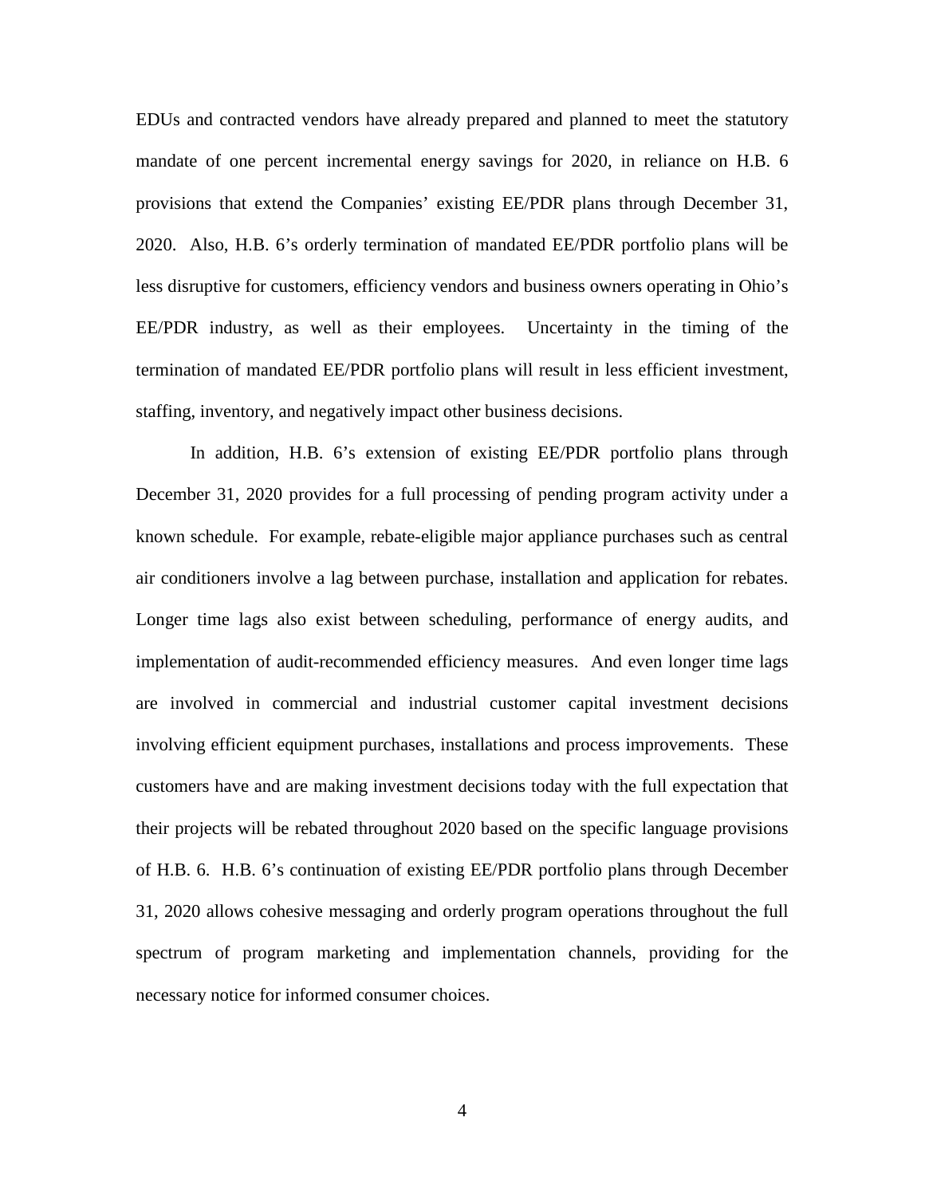EDUs and contracted vendors have already prepared and planned to meet the statutory mandate of one percent incremental energy savings for 2020, in reliance on H.B. 6 provisions that extend the Companies' existing EE/PDR plans through December 31, 2020. Also, H.B. 6's orderly termination of mandated EE/PDR portfolio plans will be less disruptive for customers, efficiency vendors and business owners operating in Ohio's EE/PDR industry, as well as their employees. Uncertainty in the timing of the termination of mandated EE/PDR portfolio plans will result in less efficient investment, staffing, inventory, and negatively impact other business decisions.

In addition, H.B. 6's extension of existing EE/PDR portfolio plans through December 31, 2020 provides for a full processing of pending program activity under a known schedule. For example, rebate-eligible major appliance purchases such as central air conditioners involve a lag between purchase, installation and application for rebates. Longer time lags also exist between scheduling, performance of energy audits, and implementation of audit-recommended efficiency measures. And even longer time lags are involved in commercial and industrial customer capital investment decisions involving efficient equipment purchases, installations and process improvements. These customers have and are making investment decisions today with the full expectation that their projects will be rebated throughout 2020 based on the specific language provisions of H.B. 6. H.B. 6's continuation of existing EE/PDR portfolio plans through December 31, 2020 allows cohesive messaging and orderly program operations throughout the full spectrum of program marketing and implementation channels, providing for the necessary notice for informed consumer choices.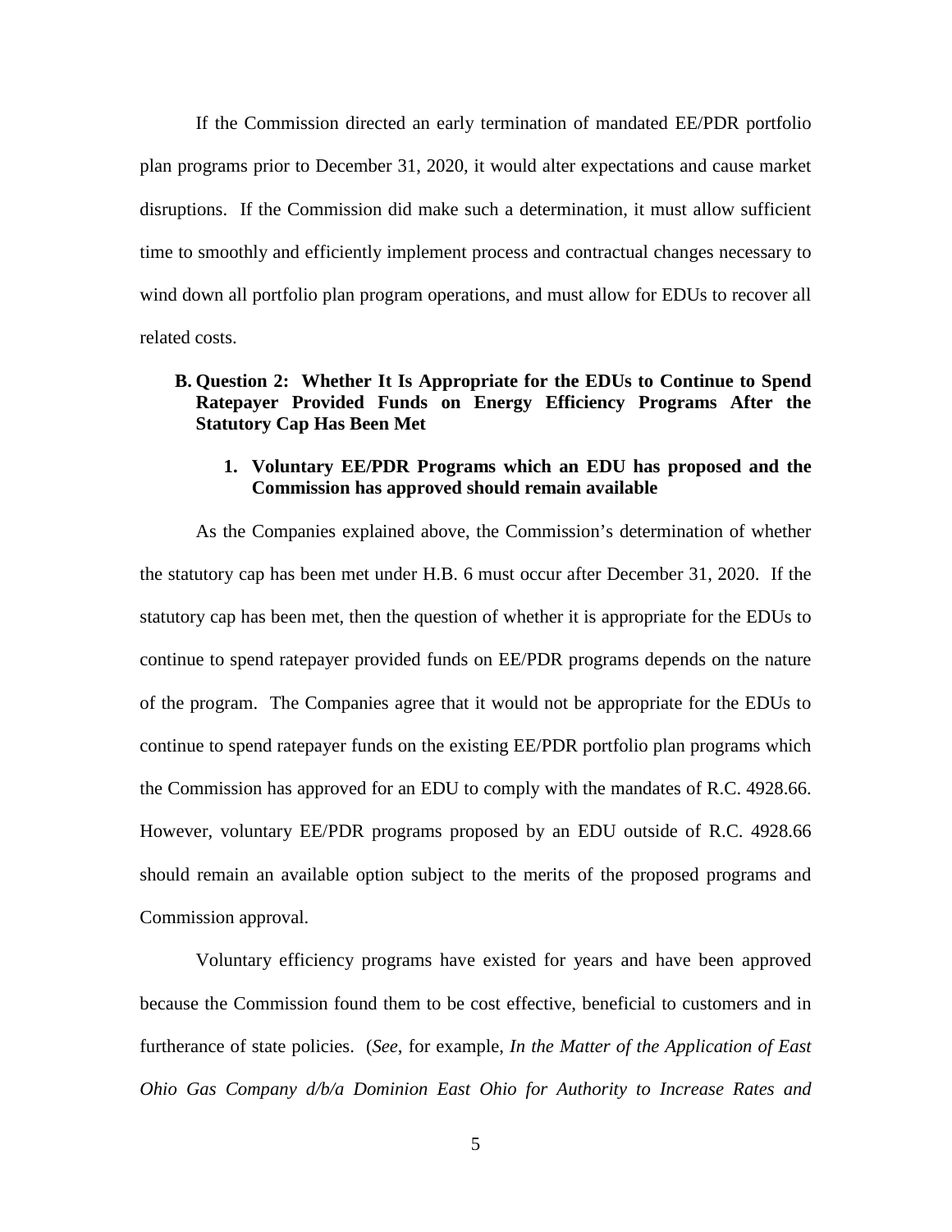If the Commission directed an early termination of mandated EE/PDR portfolio plan programs prior to December 31, 2020, it would alter expectations and cause market disruptions. If the Commission did make such a determination, it must allow sufficient time to smoothly and efficiently implement process and contractual changes necessary to wind down all portfolio plan program operations, and must allow for EDUs to recover all related costs.

### B. Question 2: Whether It Is Appropriate for the EDUs to Continue to Spend Ratepayer Provided Funds on Energy Efficiency Programs After the Statutory Cap Has Been Met

#### 1. Voluntary EE/PDR Programs which an EDU has proposed and the Commission has approved should remain available

As the Companies explained above, the Commission's determination of whether the statutory cap has been met under H.B. 6 must occur after December 31, 2020. If the statutory cap has been met, then the question of whether it is appropriate for the EDUs to continue to spend ratepayer provided funds on EE/PDR programs depends on the nature of the program. The Companies agree that it would not be appropriate for the EDUs to continue to spend ratepayer funds on the existing EE/PDR portfolio plan programs which the Commission has approved for an EDU to comply with the mandates of R.C. 4928.66. However, voluntary EE/PDR programs proposed by an EDU outside of R.C. 4928.66 should remain an available option subject to the merits of the proposed programs and Commission approval.

Voluntary efficiency programs have existed for years and have been approved because the Commission found them to be cost effective, beneficial to customers and in furtherance of state policies. (*See*, for example, *In the Matter of the Application of East Ohio Gas Company d/b/a Dominion East Ohio for Authority to Increase Rates and*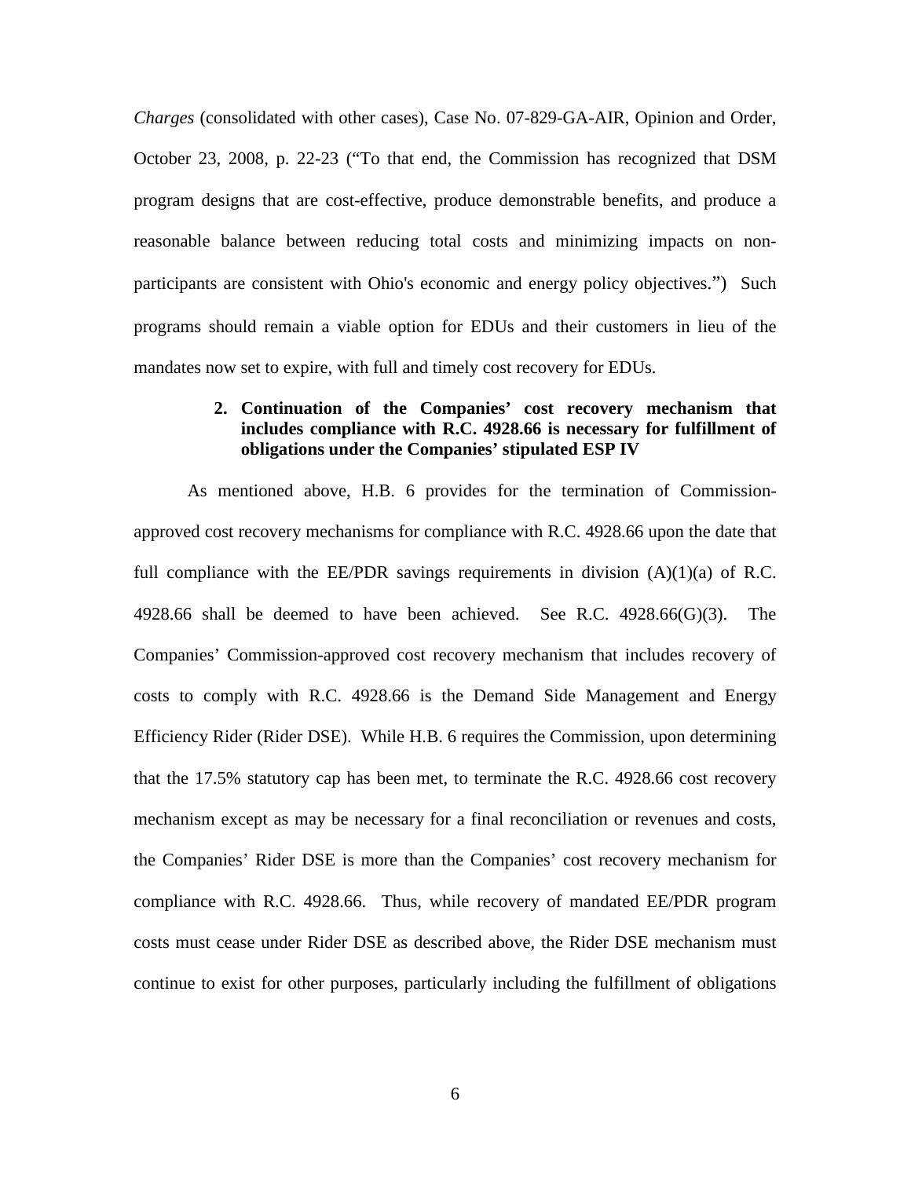*Charges* (consolidated with other cases), Case No. 07-829-GA-AIR, Opinion and Order, October 23, 2008, p. 22-23 ("To that end, the Commission has recognized that DSM program designs that are cost-effective, produce demonstrable benefits, and produce a reasonable balance between reducing total costs and minimizing impacts on non-participants are consistent with Ohio's economic and energy policy objectives.") Such programs should remain a viable option for EDUs and their customers in lieu of the mandates now set to expire, with full and timely cost recovery for EDUs.

**2. Continuation of the Companies' cost recovery mechanism that includes compliance with R.C. 4928.66 is necessary for fulfillment of obligations under the Companies' stipulated ESP IV**

As mentioned above, H.B. 6 provides for the termination of Commission-approved cost recovery mechanisms for compliance with R.C. 4928.66 upon the date that full compliance with the EE/PDR savings requirements in division (A)(1)(a) of R.C. 4928.66 shall be deemed to have been achieved. See R.C. 4928.66(G)(3). The Companies' Commission-approved cost recovery mechanism that includes recovery of costs to comply with R.C. 4928.66 is the Demand Side Management and Energy Efficiency Rider (Rider DSE). While H.B. 6 requires the Commission, upon determining that the 17.5% statutory cap has been met, to terminate the R.C. 4928.66 cost recovery mechanism except as may be necessary for a final reconciliation or revenues and costs, the Companies' Rider DSE is more than the Companies' cost recovery mechanism for compliance with R.C. 4928.66. Thus, while recovery of mandated EE/PDR program costs must cease under Rider DSE as described above, the Rider DSE mechanism must continue to exist for other purposes, particularly including the fulfillment of obligations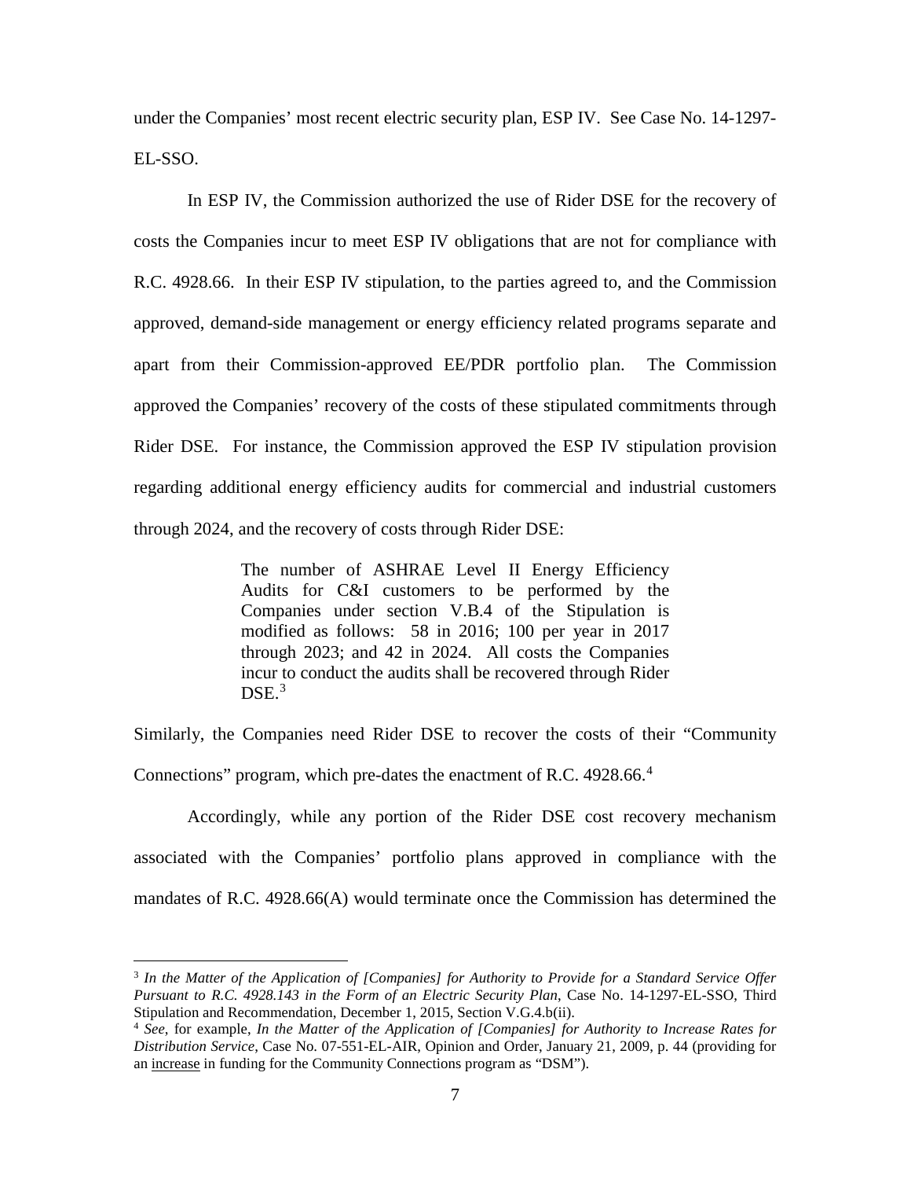under the Companies' most recent electric security plan, ESP IV. See Case No. 14-1297-EL-SSO.

In ESP IV, the Commission authorized the use of Rider DSE for the recovery of costs the Companies incur to meet ESP IV obligations that are not for compliance with R.C. 4928.66. In their ESP IV stipulation, to the parties agreed to, and the Commission approved, demand-side management or energy efficiency related programs separate and apart from their Commission-approved EE/PDR portfolio plan. The Commission approved the Companies' recovery of the costs of these stipulated commitments through Rider DSE. For instance, the Commission approved the ESP IV stipulation provision regarding additional energy efficiency audits for commercial and industrial customers through 2024, and the recovery of costs through Rider DSE:

> The number of ASHRAE Level II Energy Efficiency Audits for C&I customers to be performed by the Companies under section V.B.4 of the Stipulation is modified as follows: 58 in 2016; 100 per year in 2017 through 2023; and 42 in 2024. All costs the Companies incur to conduct the audits shall be recovered through Rider DSE.[3]

Similarly, the Companies need Rider DSE to recover the costs of their "Community Connections" program, which pre-dates the enactment of R.C. 4928.66.[4]

Accordingly, while any portion of the Rider DSE cost recovery mechanism associated with the Companies' portfolio plans approved in compliance with the mandates of R.C. 4928.66(A) would terminate once the Commission has determined the

---

[3] *In the Matter of the Application of [Companies] for Authority to Provide for a Standard Service Offer Pursuant to R.C. 4928.143 in the Form of an Electric Security Plan*, Case No. 14-1297-EL-SSO, Third Stipulation and Recommendation, December 1, 2015, Section V.G.4.b(ii).

[4] *See*, for example, *In the Matter of the Application of [Companies] for Authority to Increase Rates for Distribution Service*, Case No. 07-551-EL-AIR, Opinion and Order, January 21, 2009, p. 44 (providing for an increase in funding for the Community Connections program as "DSM").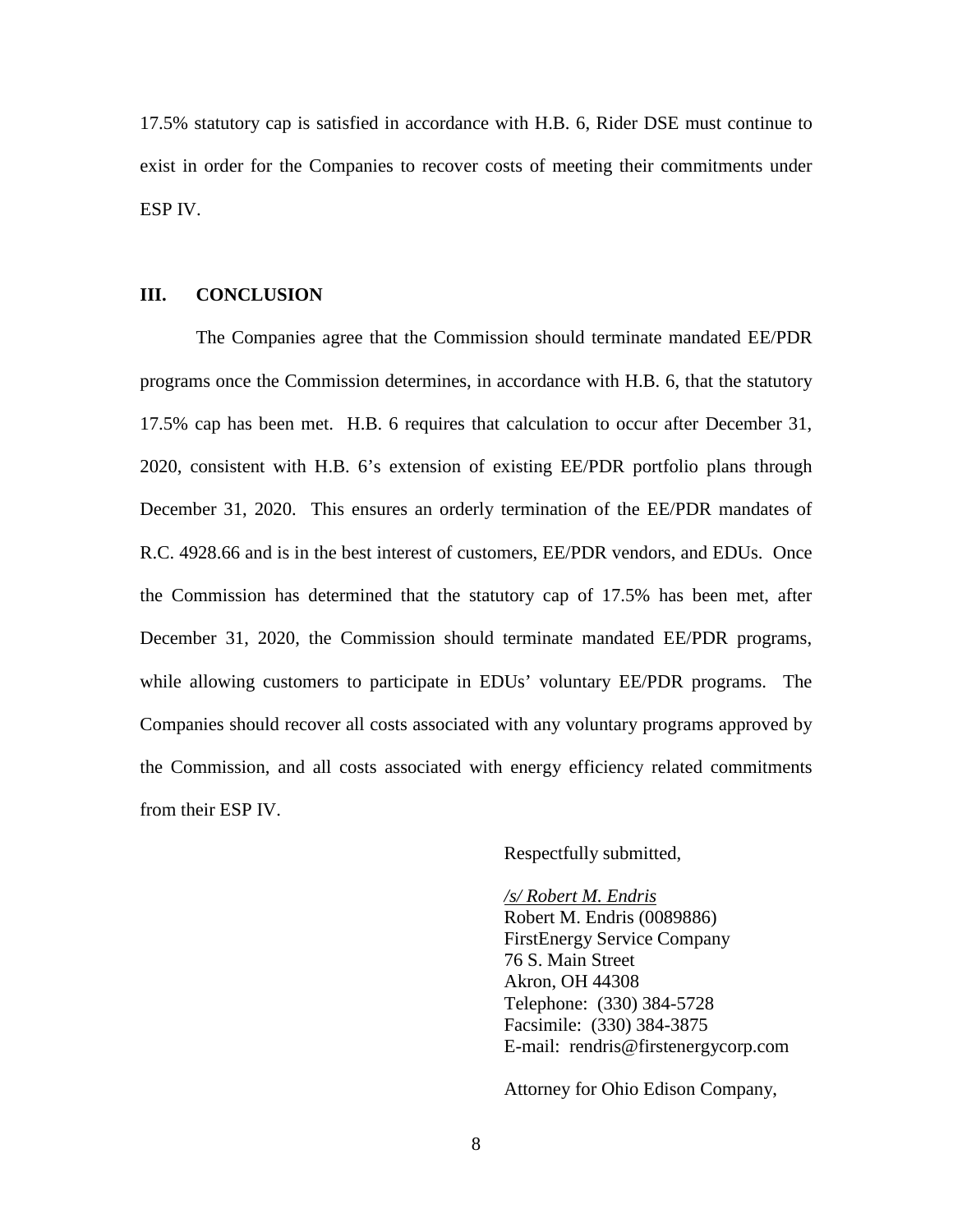17.5% statutory cap is satisfied in accordance with H.B. 6, Rider DSE must continue to exist in order for the Companies to recover costs of meeting their commitments under ESP IV.

## III. CONCLUSION

The Companies agree that the Commission should terminate mandated EE/PDR programs once the Commission determines, in accordance with H.B. 6, that the statutory 17.5% cap has been met. H.B. 6 requires that calculation to occur after December 31, 2020, consistent with H.B. 6's extension of existing EE/PDR portfolio plans through December 31, 2020. This ensures an orderly termination of the EE/PDR mandates of R.C. 4928.66 and is in the best interest of customers, EE/PDR vendors, and EDUs. Once the Commission has determined that the statutory cap of 17.5% has been met, after December 31, 2020, the Commission should terminate mandated EE/PDR programs, while allowing customers to participate in EDUs' voluntary EE/PDR programs. The Companies should recover all costs associated with any voluntary programs approved by the Commission, and all costs associated with energy efficiency related commitments from their ESP IV.

Respectfully submitted,

*/s/ Robert M. Endris*
Robert M. Endris (0089886)
FirstEnergy Service Company
76 S. Main Street
Akron, OH 44308
Telephone: (330) 384-5728
Facsimile: (330) 384-3875
E-mail: rendris@firstenergycorp.com

Attorney for Ohio Edison Company,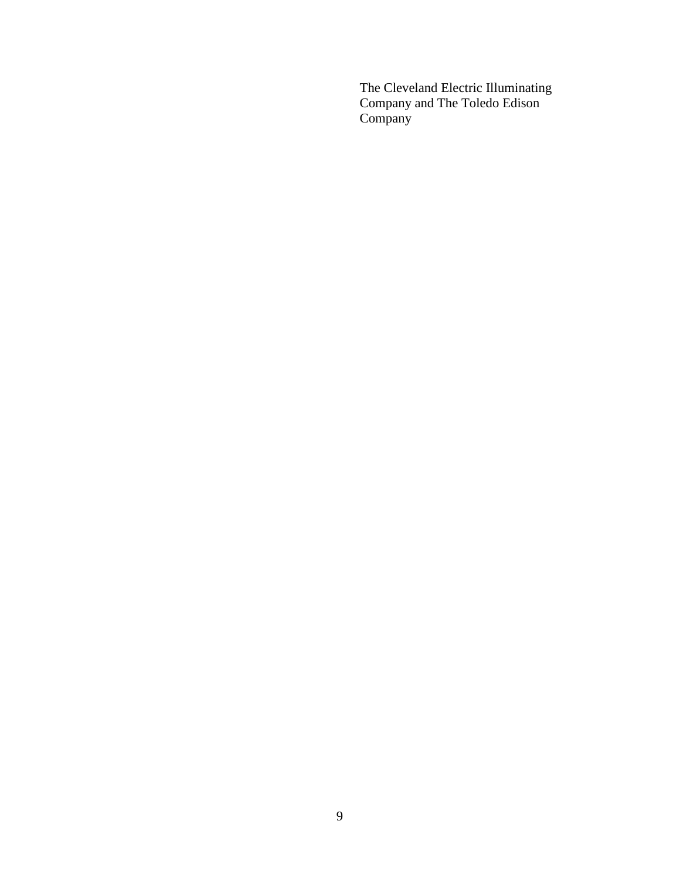The Cleveland Electric Illuminating
Company and The Toledo Edison
Company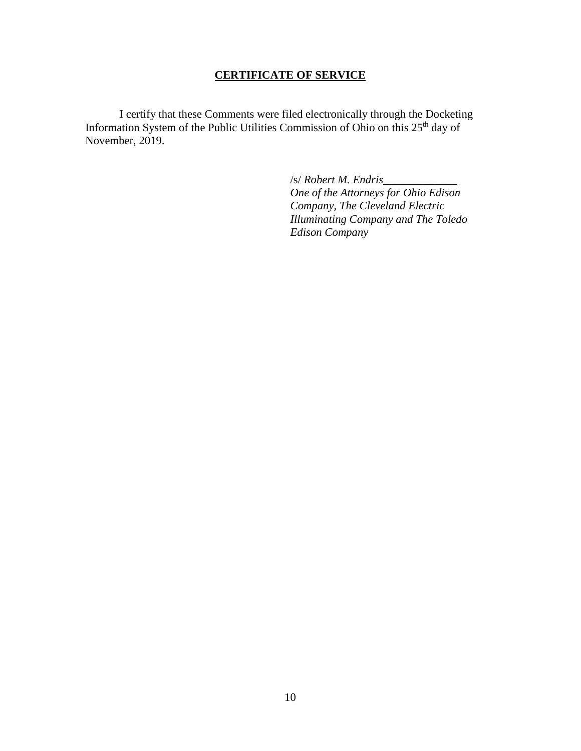## **CERTIFICATE OF SERVICE**

I certify that these Comments were filed electronically through the Docketing Information System of the Public Utilities Commission of Ohio on this 25th day of November, 2019.

/s/ *Robert M. Endris*  
*One of the Attorneys for Ohio Edison Company, The Cleveland Electric Illuminating Company and The Toledo Edison Company*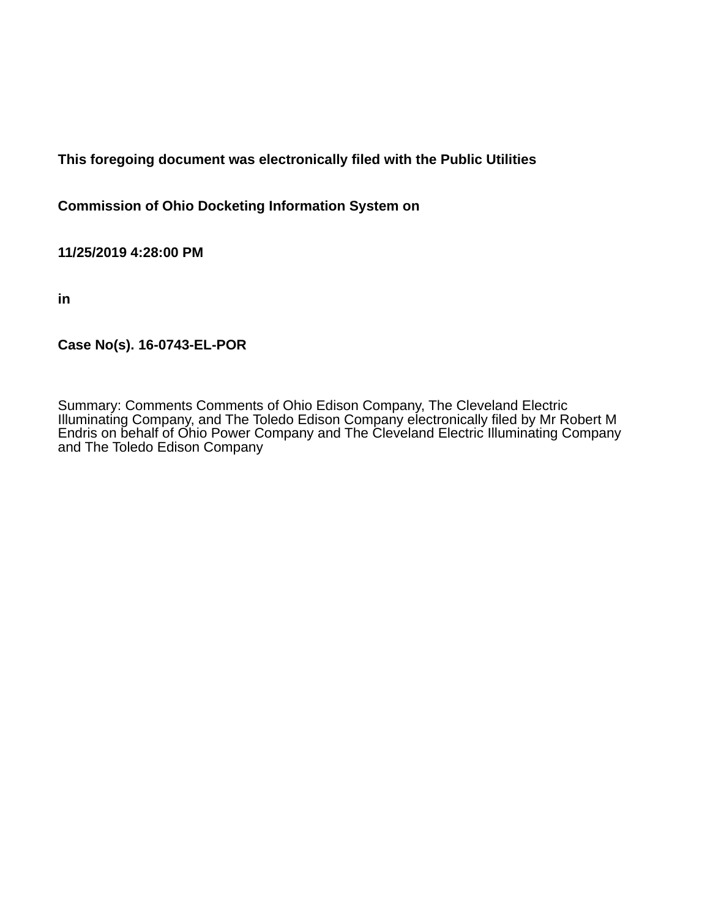**This foregoing document was electronically filed with the Public Utilities**

**Commission of Ohio Docketing Information System on**

**11/25/2019 4:28:00 PM**

**in**

**Case No(s). 16-0743-EL-POR**

Summary: Comments Comments of Ohio Edison Company, The Cleveland Electric Illuminating Company, and The Toledo Edison Company electronically filed by Mr Robert M Endris on behalf of Ohio Power Company and The Cleveland Electric Illuminating Company and The Toledo Edison Company